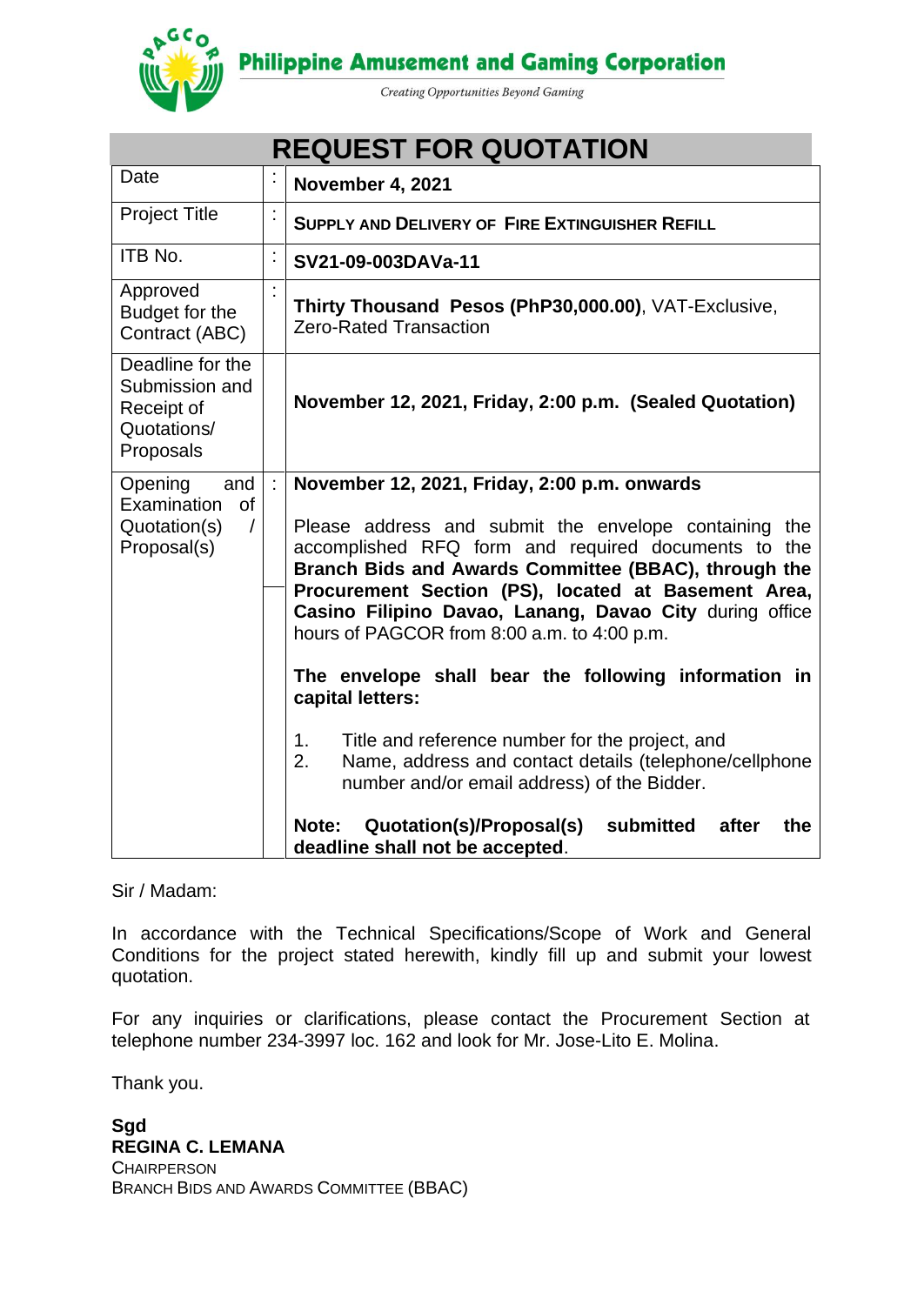**Philippine Amusement and Gaming Corporation**

*Creating Opportunities Beyond Gaming*

# REQUEST FOR QUOTATION

| | | |
|---|---|---|
| Date | : | **November 4, 2021** |
| Project Title | : | **SUPPLY AND DELIVERY OF FIRE EXTINGUISHER REFILL** |
| ITB No. | : | **SV21-09-003DAVa-11** |
| Approved Budget for the Contract (ABC) | : | **Thirty Thousand Pesos (PhP30,000.00)**, VAT-Exclusive, Zero-Rated Transaction |
| Deadline for the Submission and Receipt of Quotations/ Proposals | | **November 12, 2021, Friday, 2:00 p.m. (Sealed Quotation)** |
| Opening and Examination of Quotation(s) / Proposal(s) | : | **November 12, 2021, Friday, 2:00 p.m. onwards**<br><br>Please address and submit the envelope containing the accomplished RFQ form and required documents to the **Branch Bids and Awards Committee (BBAC), through the Procurement Section (PS), located at Basement Area, Casino Filipino Davao, Lanang, Davao City** during office hours of PAGCOR from 8:00 a.m. to 4:00 p.m.<br><br>**The envelope shall bear the following information in capital letters:**<br><br>1. Title and reference number for the project, and<br>2. Name, address and contact details (telephone/cellphone number and/or email address) of the Bidder.<br><br>**Note: Quotation(s)/Proposal(s) submitted after the deadline shall not be accepted**. |

Sir / Madam:

In accordance with the Technical Specifications/Scope of Work and General Conditions for the project stated herewith, kindly fill up and submit your lowest quotation.

For any inquiries or clarifications, please contact the Procurement Section at telephone number 234-3997 loc. 162 and look for Mr. Jose-Lito E. Molina.

Thank you.

**Sgd**
**REGINA C. LEMANA**
CHAIRPERSON
BRANCH BIDS AND AWARDS COMMITTEE (BBAC)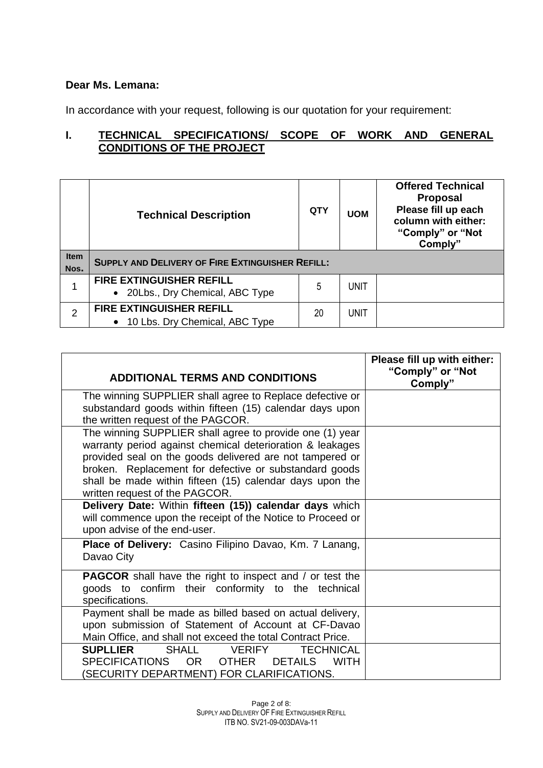**Dear Ms. Lemana:**

In accordance with your request, following is our quotation for your requirement:

## I. TECHNICAL SPECIFICATIONS/ SCOPE OF WORK AND GENERAL CONDITIONS OF THE PROJECT

| | Technical Description | QTY | UOM | Offered Technical Proposal Please fill up each column with either: "Comply" or "Not Comply" |
|---|---|---|---|---|
| **Item Nos.** | **SUPPLY AND DELIVERY OF FIRE EXTINGUISHER REFILL:** | | | |
| 1 | **FIRE EXTINGUISHER REFILL**<br>• 20Lbs., Dry Chemical, ABC Type | 5 | UNIT | |
| 2 | **FIRE EXTINGUISHER REFILL**<br>• 10 Lbs. Dry Chemical, ABC Type | 20 | UNIT | |

| ADDITIONAL TERMS AND CONDITIONS | Please fill up with either: "Comply" or "Not Comply" |
|---|---|
| The winning SUPPLIER shall agree to Replace defective or substandard goods within fifteen (15) calendar days upon the written request of the PAGCOR. | |
| The winning SUPPLIER shall agree to provide one (1) year warranty period against chemical deterioration & leakages provided seal on the goods delivered are not tampered or broken. Replacement for defective or substandard goods shall be made within fifteen (15) calendar days upon the written request of the PAGCOR. | |
| **Delivery Date:** Within **fifteen (15)) calendar days** which will commence upon the receipt of the Notice to Proceed or upon advise of the end-user. | |
| **Place of Delivery:** Casino Filipino Davao, Km. 7 Lanang, Davao City | |
| **PAGCOR** shall have the right to inspect and / or test the goods to confirm their conformity to the technical specifications. | |
| Payment shall be made as billed based on actual delivery, upon submission of Statement of Account at CF-Davao Main Office, and shall not exceed the total Contract Price. | |
| **SUPLLIER** SHALL VERIFY TECHNICAL SPECIFICATIONS OR OTHER DETAILS WITH (SECURITY DEPARTMENT) FOR CLARIFICATIONS. | |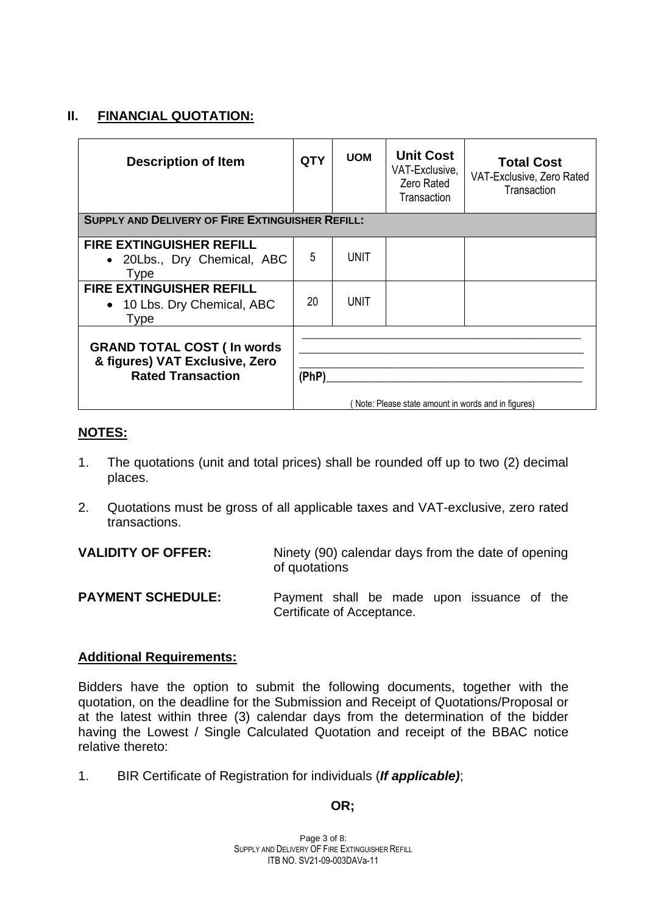## II. FINANCIAL QUOTATION:

| Description of Item | QTY | UOM | Unit Cost VAT-Exclusive, Zero Rated Transaction | Total Cost VAT-Exclusive, Zero Rated Transaction |
|---|---|---|---|---|
| **SUPPLY AND DELIVERY OF FIRE EXTINGUISHER REFILL:** | | | | |
| **FIRE EXTINGUISHER REFILL** <br>• 20Lbs., Dry Chemical, ABC Type | 5 | UNIT | | |
| **FIRE EXTINGUISHER REFILL** <br>• 10 Lbs. Dry Chemical, ABC Type | 20 | UNIT | | |
| **GRAND TOTAL COST ( In words & figures) VAT Exclusive, Zero Rated Transaction** | ____________________________________________ <br>____________________________________________ <br>____________________________________________ <br>(PhP)________________________________________ <br>( Note: Please state amount in words and in figures) | | | |

### NOTES:

1. The quotations (unit and total prices) shall be rounded off up to two (2) decimal places.
2. Quotations must be gross of all applicable taxes and VAT-exclusive, zero rated transactions.

**VALIDITY OF OFFER:** Ninety (90) calendar days from the date of opening of quotations

**PAYMENT SCHEDULE:** Payment shall be made upon issuance of the Certificate of Acceptance.

### Additional Requirements:

Bidders have the option to submit the following documents, together with the quotation, on the deadline for the Submission and Receipt of Quotations/Proposal or at the latest within three (3) calendar days from the determination of the bidder having the Lowest / Single Calculated Quotation and receipt of the BBAC notice relative thereto:

1. BIR Certificate of Registration for individuals (***If applicable)***;

**OR;**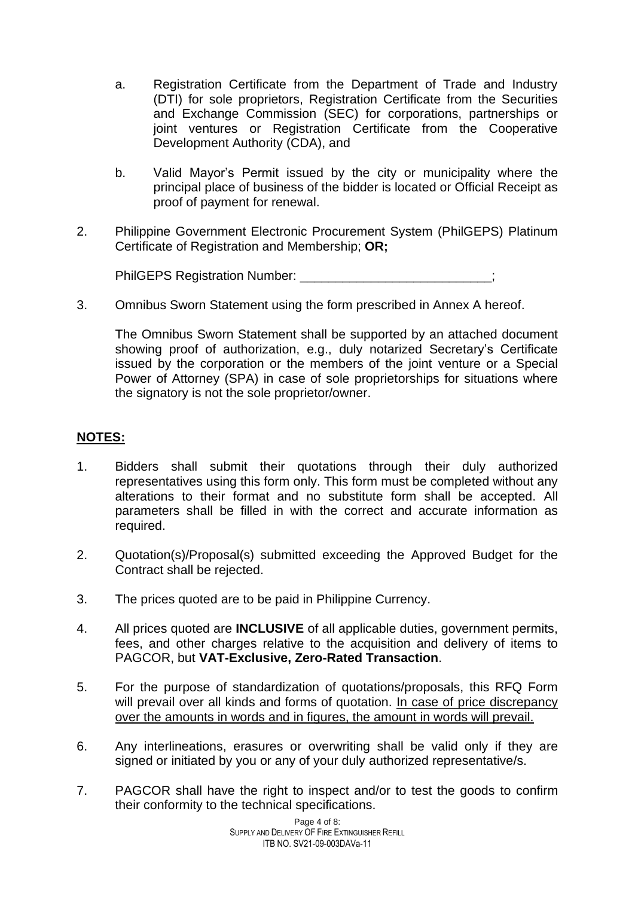a. Registration Certificate from the Department of Trade and Industry (DTI) for sole proprietors, Registration Certificate from the Securities and Exchange Commission (SEC) for corporations, partnerships or joint ventures or Registration Certificate from the Cooperative Development Authority (CDA), and

b. Valid Mayor's Permit issued by the city or municipality where the principal place of business of the bidder is located or Official Receipt as proof of payment for renewal.

2. Philippine Government Electronic Procurement System (PhilGEPS) Platinum Certificate of Registration and Membership; **OR;**

   PhilGEPS Registration Number: ___________________________;

3. Omnibus Sworn Statement using the form prescribed in Annex A hereof.

   The Omnibus Sworn Statement shall be supported by an attached document showing proof of authorization, e.g., duly notarized Secretary's Certificate issued by the corporation or the members of the joint venture or a Special Power of Attorney (SPA) in case of sole proprietorships for situations where the signatory is not the sole proprietor/owner.

**NOTES:**

1. Bidders shall submit their quotations through their duly authorized representatives using this form only. This form must be completed without any alterations to their format and no substitute form shall be accepted. All parameters shall be filled in with the correct and accurate information as required.

2. Quotation(s)/Proposal(s) submitted exceeding the Approved Budget for the Contract shall be rejected.

3. The prices quoted are to be paid in Philippine Currency.

4. All prices quoted are **INCLUSIVE** of all applicable duties, government permits, fees, and other charges relative to the acquisition and delivery of items to PAGCOR, but **VAT-Exclusive, Zero-Rated Transaction**.

5. For the purpose of standardization of quotations/proposals, this RFQ Form will prevail over all kinds and forms of quotation. In case of price discrepancy over the amounts in words and in figures, the amount in words will prevail.

6. Any interlineations, erasures or overwriting shall be valid only if they are signed or initiated by you or any of your duly authorized representative/s.

7. PAGCOR shall have the right to inspect and/or to test the goods to confirm their conformity to the technical specifications.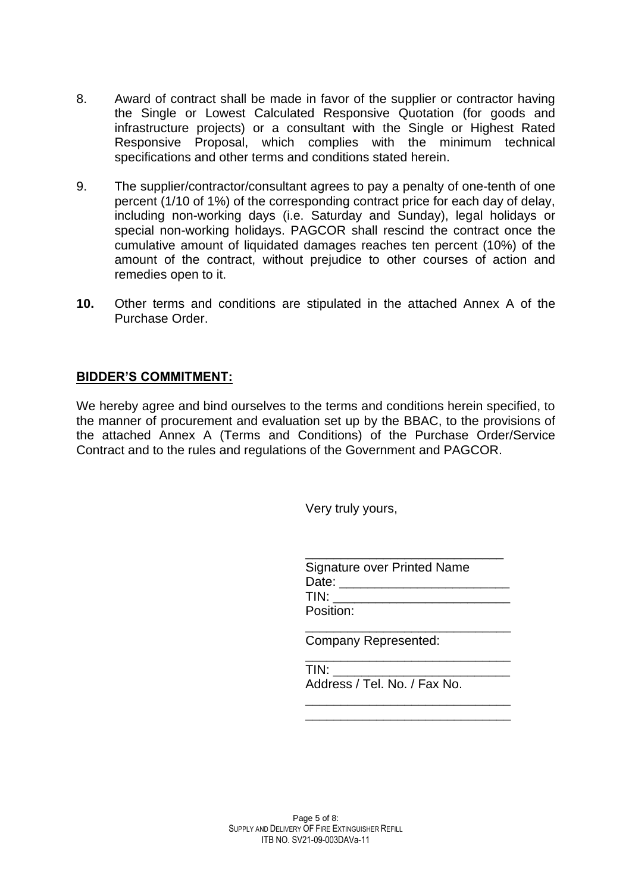8. Award of contract shall be made in favor of the supplier or contractor having the Single or Lowest Calculated Responsive Quotation (for goods and infrastructure projects) or a consultant with the Single or Highest Rated Responsive Proposal, which complies with the minimum technical specifications and other terms and conditions stated herein.

9. The supplier/contractor/consultant agrees to pay a penalty of one-tenth of one percent (1/10 of 1%) of the corresponding contract price for each day of delay, including non-working days (i.e. Saturday and Sunday), legal holidays or special non-working holidays. PAGCOR shall rescind the contract once the cumulative amount of liquidated damages reaches ten percent (10%) of the amount of the contract, without prejudice to other courses of action and remedies open to it.

**10.** Other terms and conditions are stipulated in the attached Annex A of the Purchase Order.

**BIDDER'S COMMITMENT:**

We hereby agree and bind ourselves to the terms and conditions herein specified, to the manner of procurement and evaluation set up by the BBAC, to the provisions of the attached Annex A (Terms and Conditions) of the Purchase Order/Service Contract and to the rules and regulations of the Government and PAGCOR.

Very truly yours,

____________________________
Signature over Printed Name
Date: ________________________
TIN: _________________________
Position:
_____________________________
Company Represented:
_____________________________
TIN: _________________________
Address / Tel. No. / Fax No.
_____________________________
_____________________________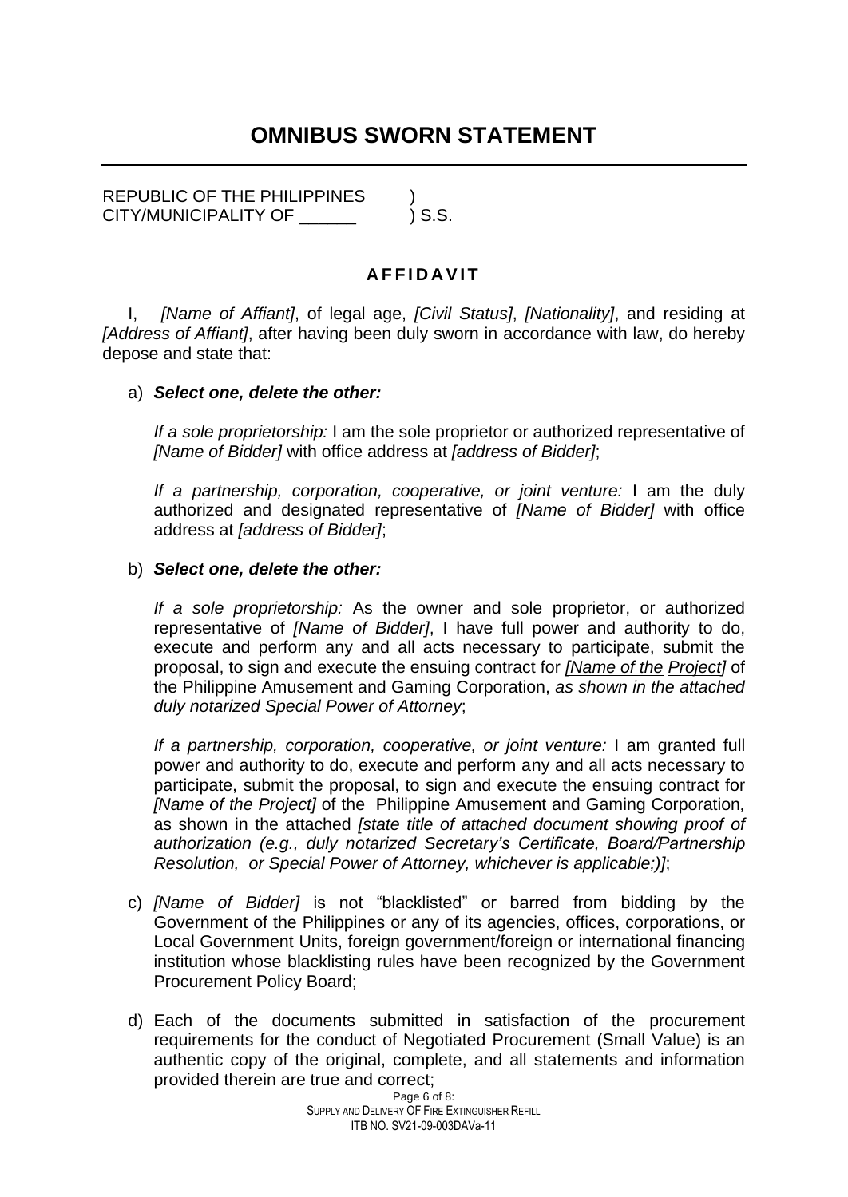# OMNIBUS SWORN STATEMENT

REPUBLIC OF THE PHILIPPINES )
CITY/MUNICIPALITY OF ______ ) S.S.

**AFFIDAVIT**

I, *[Name of Affiant]*, of legal age, *[Civil Status]*, *[Nationality]*, and residing at *[Address of Affiant]*, after having been duly sworn in accordance with law, do hereby depose and state that:

a) ***Select one, delete the other:***

*If a sole proprietorship:* I am the sole proprietor or authorized representative of *[Name of Bidder]* with office address at *[address of Bidder]*;

*If a partnership, corporation, cooperative, or joint venture:* I am the duly authorized and designated representative of *[Name of Bidder]* with office address at *[address of Bidder]*;

b) ***Select one, delete the other:***

*If a sole proprietorship:* As the owner and sole proprietor, or authorized representative of *[Name of Bidder]*, I have full power and authority to do, execute and perform any and all acts necessary to participate, submit the proposal, to sign and execute the ensuing contract for *[Name of the Project]* of the Philippine Amusement and Gaming Corporation, *as shown in the attached duly notarized Special Power of Attorney*;

*If a partnership, corporation, cooperative, or joint venture:* I am granted full power and authority to do, execute and perform any and all acts necessary to participate, submit the proposal, to sign and execute the ensuing contract for *[Name of the Project]* of the Philippine Amusement and Gaming Corporation, as shown in the attached *[state title of attached document showing proof of authorization (e.g., duly notarized Secretary's Certificate, Board/Partnership Resolution, or Special Power of Attorney, whichever is applicable;)]*;

c) *[Name of Bidder]* is not "blacklisted" or barred from bidding by the Government of the Philippines or any of its agencies, offices, corporations, or Local Government Units, foreign government/foreign or international financing institution whose blacklisting rules have been recognized by the Government Procurement Policy Board;

d) Each of the documents submitted in satisfaction of the procurement requirements for the conduct of Negotiated Procurement (Small Value) is an authentic copy of the original, complete, and all statements and information provided therein are true and correct;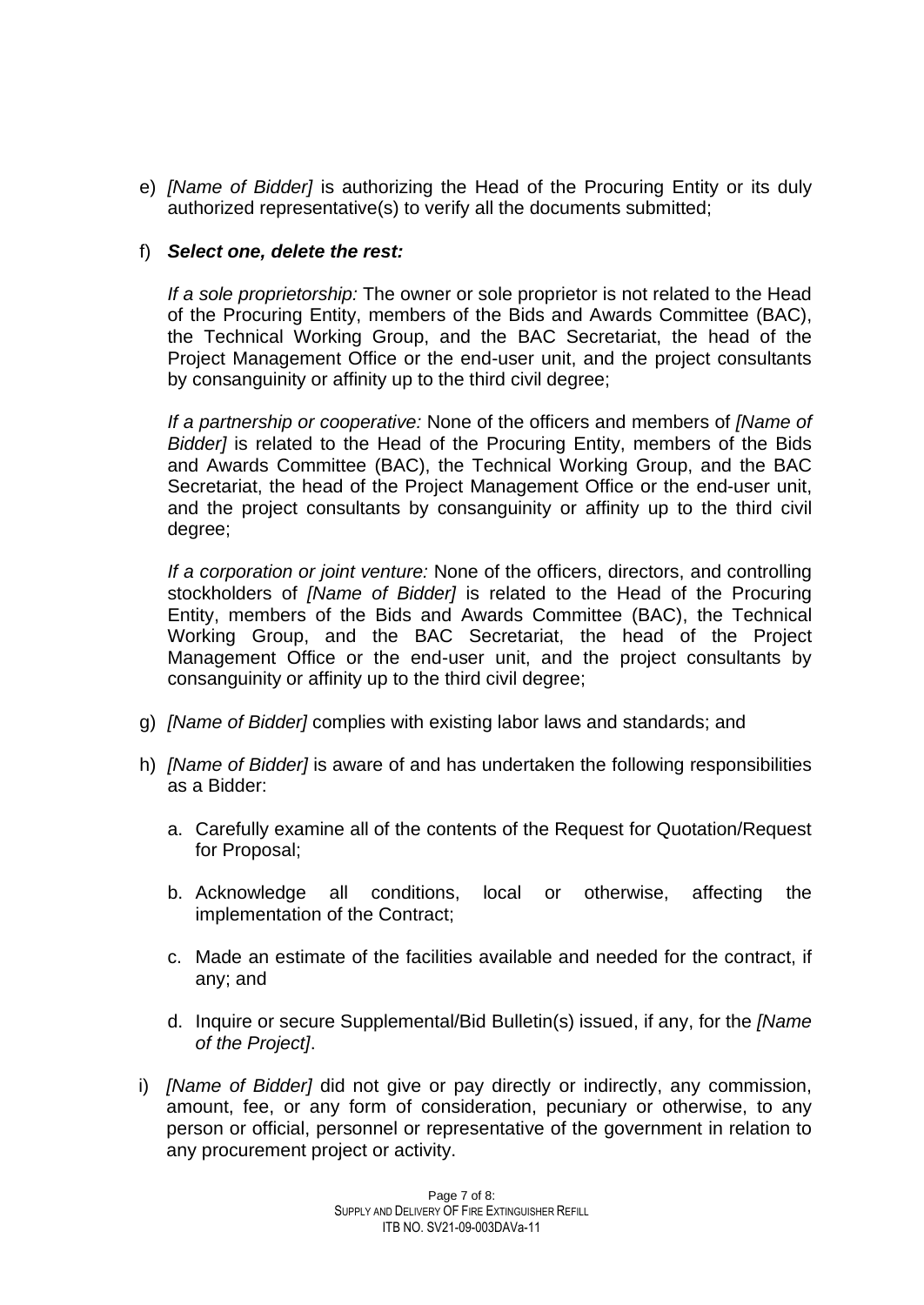e) *[Name of Bidder]* is authorizing the Head of the Procuring Entity or its duly authorized representative(s) to verify all the documents submitted;

f) ***Select one, delete the rest:***

   *If a sole proprietorship:* The owner or sole proprietor is not related to the Head of the Procuring Entity, members of the Bids and Awards Committee (BAC), the Technical Working Group, and the BAC Secretariat, the head of the Project Management Office or the end-user unit, and the project consultants by consanguinity or affinity up to the third civil degree;

   *If a partnership or cooperative:* None of the officers and members of *[Name of Bidder]* is related to the Head of the Procuring Entity, members of the Bids and Awards Committee (BAC), the Technical Working Group, and the BAC Secretariat, the head of the Project Management Office or the end-user unit, and the project consultants by consanguinity or affinity up to the third civil degree;

   *If a corporation or joint venture:* None of the officers, directors, and controlling stockholders of *[Name of Bidder]* is related to the Head of the Procuring Entity, members of the Bids and Awards Committee (BAC), the Technical Working Group, and the BAC Secretariat, the head of the Project Management Office or the end-user unit, and the project consultants by consanguinity or affinity up to the third civil degree;

g) *[Name of Bidder]* complies with existing labor laws and standards; and

h) *[Name of Bidder]* is aware of and has undertaken the following responsibilities as a Bidder:

   a. Carefully examine all of the contents of the Request for Quotation/Request for Proposal;

   b. Acknowledge all conditions, local or otherwise, affecting the implementation of the Contract;

   c. Made an estimate of the facilities available and needed for the contract, if any; and

   d. Inquire or secure Supplemental/Bid Bulletin(s) issued, if any, for the *[Name of the Project]*.

i) *[Name of Bidder]* did not give or pay directly or indirectly, any commission, amount, fee, or any form of consideration, pecuniary or otherwise, to any person or official, personnel or representative of the government in relation to any procurement project or activity.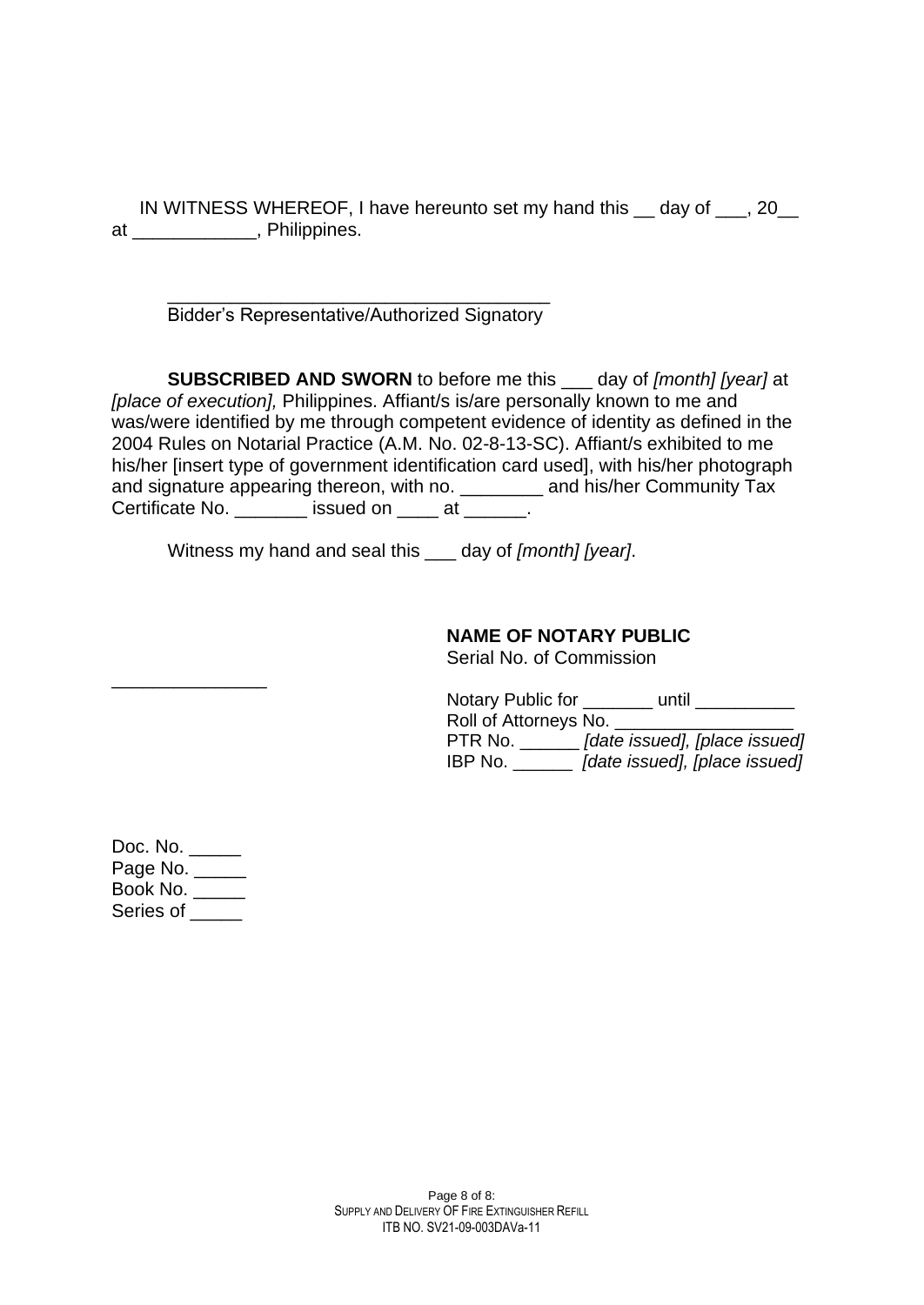IN WITNESS WHEREOF, I have hereunto set my hand this __ day of ___, 20__ at ____________, Philippines.

_____________________________________
Bidder's Representative/Authorized Signatory

**SUBSCRIBED AND SWORN** to before me this ___ day of *[month] [year]* at *[place of execution],* Philippines. Affiant/s is/are personally known to me and was/were identified by me through competent evidence of identity as defined in the 2004 Rules on Notarial Practice (A.M. No. 02-8-13-SC). Affiant/s exhibited to me his/her [insert type of government identification card used], with his/her photograph and signature appearing thereon, with no. ________ and his/her Community Tax Certificate No. _______ issued on ____ at ______.

Witness my hand and seal this ___ day of *[month] [year]*.

**NAME OF NOTARY PUBLIC**
Serial No. of Commission

_______________

Notary Public for _______ until __________
Roll of Attorneys No. __________________
PTR No. ______ *[date issued], [place issued]*
IBP No. ______ *[date issued], [place issued]*

Doc. No. _____
Page No. _____
Book No. _____
Series of _____